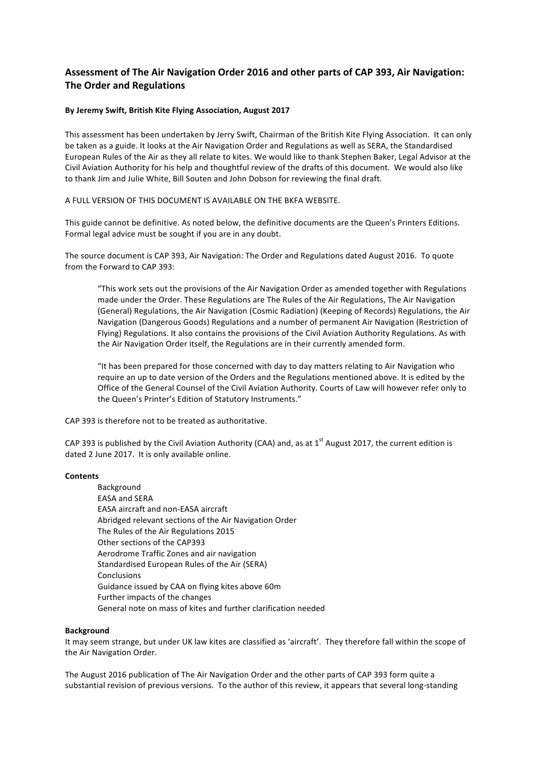## Assessment of The Air Navigation Order 2016 and other parts of CAP 393, Air Navigation: The Order and Regulations

**By Jeremy Swift, British Kite Flying Association, August 2017**

This assessment has been undertaken by Jerry Swift, Chairman of the British Kite Flying Association. It can only be taken as a guide. It looks at the Air Navigation Order and Regulations as well as SERA, the Standardised European Rules of the Air as they all relate to kites. We would like to thank Stephen Baker, Legal Advisor at the Civil Aviation Authority for his help and thoughtful review of the drafts of this document. We would also like to thank Jim and Julie White, Bill Souten and John Dobson for reviewing the final draft.

A FULL VERSION OF THIS DOCUMENT IS AVAILABLE ON THE BKFA WEBSITE.

This guide cannot be definitive. As noted below, the definitive documents are the Queen's Printers Editions. Formal legal advice must be sought if you are in any doubt.

The source document is CAP 393, Air Navigation: The Order and Regulations dated August 2016. To quote from the Forward to CAP 393:

> "This work sets out the provisions of the Air Navigation Order as amended together with Regulations made under the Order. These Regulations are The Rules of the Air Regulations, The Air Navigation (General) Regulations, the Air Navigation (Cosmic Radiation) (Keeping of Records) Regulations, the Air Navigation (Dangerous Goods) Regulations and a number of permanent Air Navigation (Restriction of Flying) Regulations. It also contains the provisions of the Civil Aviation Authority Regulations. As with the Air Navigation Order itself, the Regulations are in their currently amended form.
>
> "It has been prepared for those concerned with day to day matters relating to Air Navigation who require an up to date version of the Orders and the Regulations mentioned above. It is edited by the Office of the General Counsel of the Civil Aviation Authority. Courts of Law will however refer only to the Queen's Printer's Edition of Statutory Instruments."

CAP 393 is therefore not to be treated as authoritative.

CAP 393 is published by the Civil Aviation Authority (CAA) and, as at 1st August 2017, the current edition is dated 2 June 2017. It is only available online.

**Contents**

- Background
- EASA and SERA
- EASA aircraft and non-EASA aircraft
- Abridged relevant sections of the Air Navigation Order
- The Rules of the Air Regulations 2015
- Other sections of the CAP393
- Aerodrome Traffic Zones and air navigation
- Standardised European Rules of the Air (SERA)
- Conclusions
- Guidance issued by CAA on flying kites above 60m
- Further impacts of the changes
- General note on mass of kites and further clarification needed

**Background**

It may seem strange, but under UK law kites are classified as 'aircraft'. They therefore fall within the scope of the Air Navigation Order.

The August 2016 publication of The Air Navigation Order and the other parts of CAP 393 form quite a substantial revision of previous versions. To the author of this review, it appears that several long-standing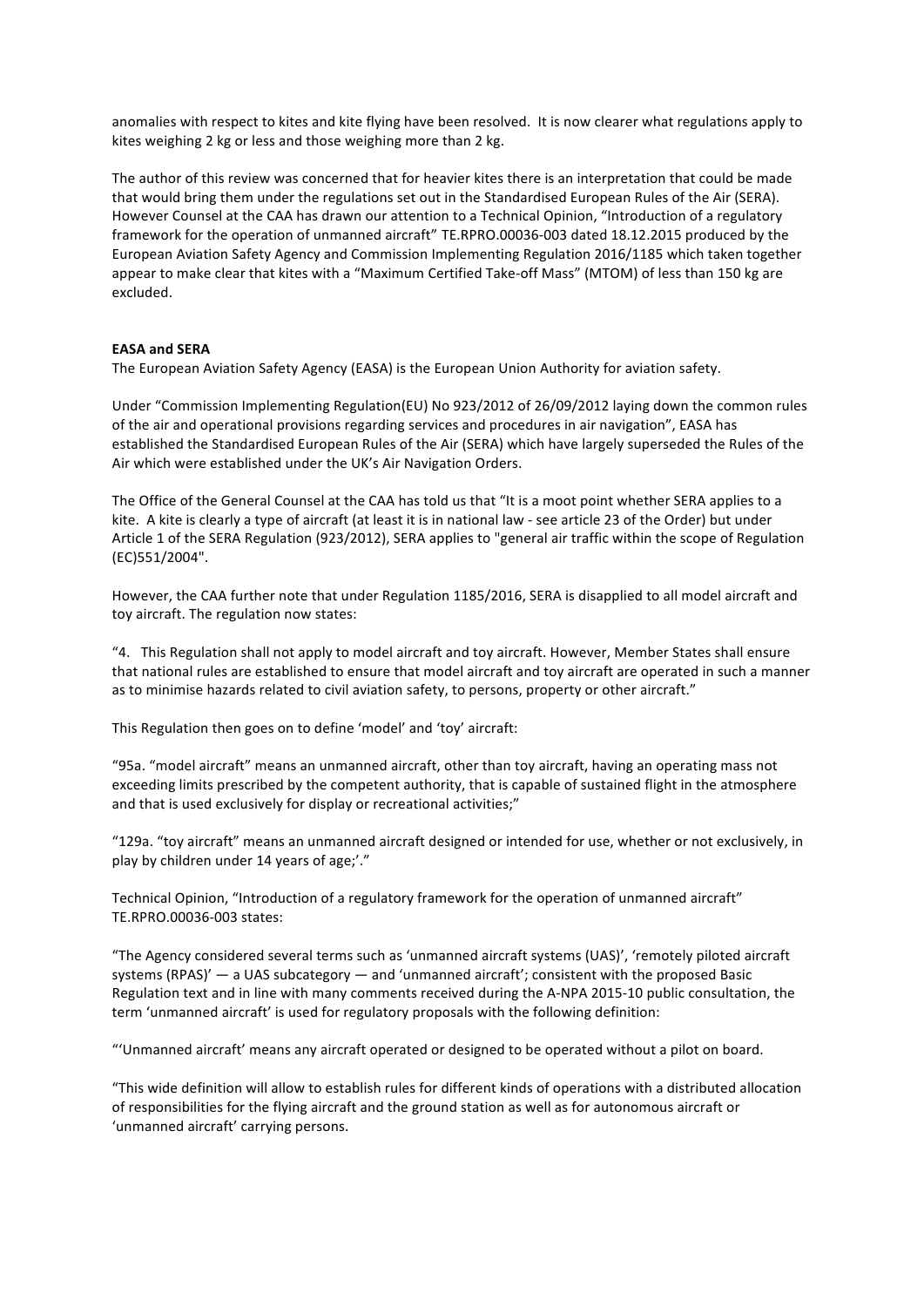anomalies with respect to kites and kite flying have been resolved. It is now clearer what regulations apply to kites weighing 2 kg or less and those weighing more than 2 kg.

The author of this review was concerned that for heavier kites there is an interpretation that could be made that would bring them under the regulations set out in the Standardised European Rules of the Air (SERA). However Counsel at the CAA has drawn our attention to a Technical Opinion, "Introduction of a regulatory framework for the operation of unmanned aircraft" TE.RPRO.00036-003 dated 18.12.2015 produced by the European Aviation Safety Agency and Commission Implementing Regulation 2016/1185 which taken together appear to make clear that kites with a "Maximum Certified Take-off Mass" (MTOM) of less than 150 kg are excluded.

**EASA and SERA**

The European Aviation Safety Agency (EASA) is the European Union Authority for aviation safety.

Under "Commission Implementing Regulation(EU) No 923/2012 of 26/09/2012 laying down the common rules of the air and operational provisions regarding services and procedures in air navigation", EASA has established the Standardised European Rules of the Air (SERA) which have largely superseded the Rules of the Air which were established under the UK's Air Navigation Orders.

The Office of the General Counsel at the CAA has told us that "It is a moot point whether SERA applies to a kite. A kite is clearly a type of aircraft (at least it is in national law - see article 23 of the Order) but under Article 1 of the SERA Regulation (923/2012), SERA applies to "general air traffic within the scope of Regulation (EC)551/2004".

However, the CAA further note that under Regulation 1185/2016, SERA is disapplied to all model aircraft and toy aircraft. The regulation now states:

"4. This Regulation shall not apply to model aircraft and toy aircraft. However, Member States shall ensure that national rules are established to ensure that model aircraft and toy aircraft are operated in such a manner as to minimise hazards related to civil aviation safety, to persons, property or other aircraft."

This Regulation then goes on to define 'model' and 'toy' aircraft:

"95a. "model aircraft" means an unmanned aircraft, other than toy aircraft, having an operating mass not exceeding limits prescribed by the competent authority, that is capable of sustained flight in the atmosphere and that is used exclusively for display or recreational activities;"

"129a. "toy aircraft" means an unmanned aircraft designed or intended for use, whether or not exclusively, in play by children under 14 years of age;'."

Technical Opinion, "Introduction of a regulatory framework for the operation of unmanned aircraft" TE.RPRO.00036-003 states:

"The Agency considered several terms such as 'unmanned aircraft systems (UAS)', 'remotely piloted aircraft systems (RPAS)' — a UAS subcategory — and 'unmanned aircraft'; consistent with the proposed Basic Regulation text and in line with many comments received during the A-NPA 2015-10 public consultation, the term 'unmanned aircraft' is used for regulatory proposals with the following definition:

"'Unmanned aircraft' means any aircraft operated or designed to be operated without a pilot on board.

"This wide definition will allow to establish rules for different kinds of operations with a distributed allocation of responsibilities for the flying aircraft and the ground station as well as for autonomous aircraft or 'unmanned aircraft' carrying persons.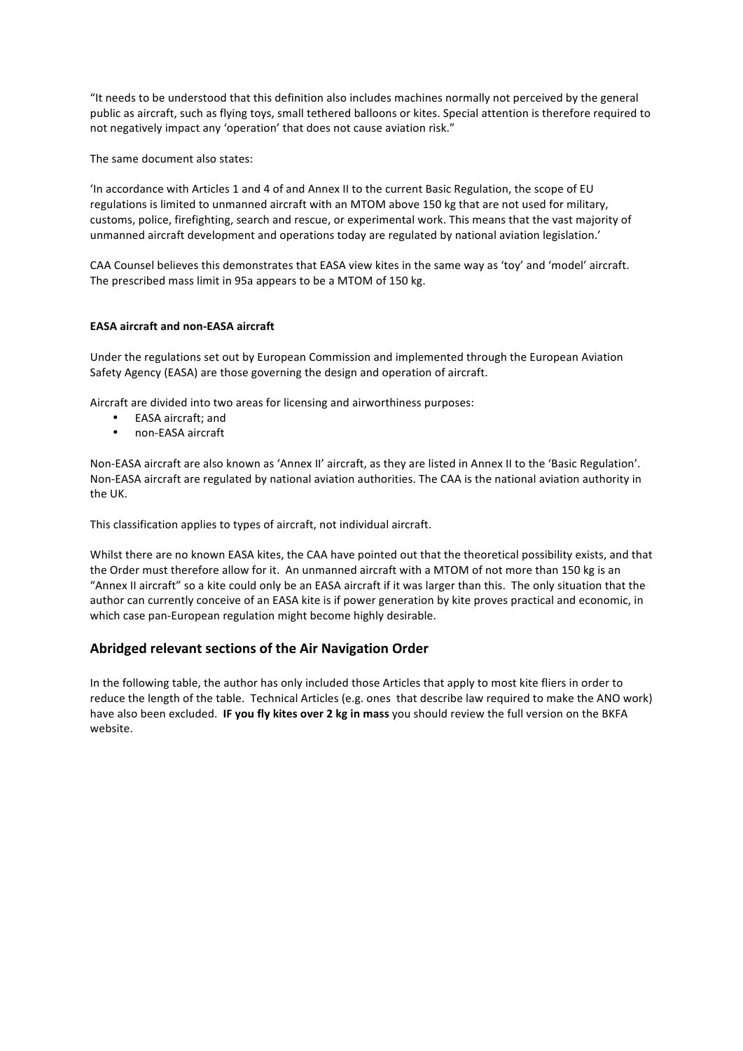"It needs to be understood that this definition also includes machines normally not perceived by the general public as aircraft, such as flying toys, small tethered balloons or kites. Special attention is therefore required to not negatively impact any 'operation' that does not cause aviation risk."

The same document also states:

'In accordance with Articles 1 and 4 of and Annex II to the current Basic Regulation, the scope of EU regulations is limited to unmanned aircraft with an MTOM above 150 kg that are not used for military, customs, police, firefighting, search and rescue, or experimental work. This means that the vast majority of unmanned aircraft development and operations today are regulated by national aviation legislation.'

CAA Counsel believes this demonstrates that EASA view kites in the same way as 'toy' and 'model' aircraft. The prescribed mass limit in 95a appears to be a MTOM of 150 kg.

**EASA aircraft and non-EASA aircraft**

Under the regulations set out by European Commission and implemented through the European Aviation Safety Agency (EASA) are those governing the design and operation of aircraft.

Aircraft are divided into two areas for licensing and airworthiness purposes:

- EASA aircraft; and
- non-EASA aircraft

Non-EASA aircraft are also known as 'Annex II' aircraft, as they are listed in Annex II to the 'Basic Regulation'. Non-EASA aircraft are regulated by national aviation authorities. The CAA is the national aviation authority in the UK.

This classification applies to types of aircraft, not individual aircraft.

Whilst there are no known EASA kites, the CAA have pointed out that the theoretical possibility exists, and that the Order must therefore allow for it. An unmanned aircraft with a MTOM of not more than 150 kg is an "Annex II aircraft" so a kite could only be an EASA aircraft if it was larger than this. The only situation that the author can currently conceive of an EASA kite is if power generation by kite proves practical and economic, in which case pan-European regulation might become highly desirable.

## Abridged relevant sections of the Air Navigation Order

In the following table, the author has only included those Articles that apply to most kite fliers in order to reduce the length of the table. Technical Articles (e.g. ones that describe law required to make the ANO work) have also been excluded. **IF you fly kites over 2 kg in mass** you should review the full version on the BKFA website.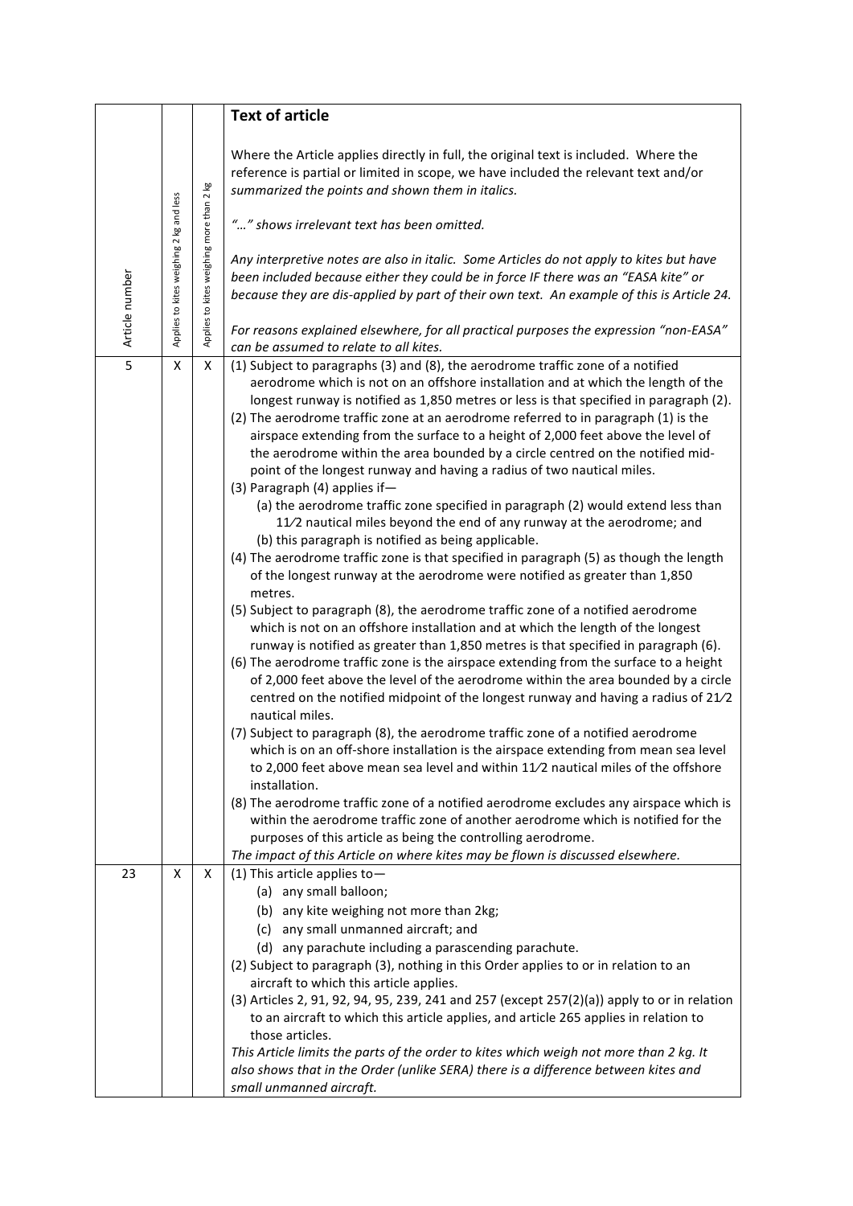| Article number | Applies to kites weighing 2 kg and less | Applies to kites weighing more than 2 kg | **Text of article**<br><br>Where the Article applies directly in full, the original text is included. Where the reference is partial or limited in scope, we have included the relevant text and/or summarized the points and shown them in italics.<br><br>*"…" shows irrelevant text has been omitted.*<br><br>*Any interpretive notes are also in italic. Some Articles do not apply to kites but have been included because either they could be in force IF there was an "EASA kite" or because they are dis-applied by part of their own text. An example of this is Article 24.*<br><br>*For reasons explained elsewhere, for all practical purposes the expression "non-EASA" can be assumed to relate to all kites.* |
|---|---|---|---|
| 5 | X | X | (1) Subject to paragraphs (3) and (8), the aerodrome traffic zone of a notified aerodrome which is not on an offshore installation and at which the length of the longest runway is notified as 1,850 metres or less is that specified in paragraph (2).<br>(2) The aerodrome traffic zone at an aerodrome referred to in paragraph (1) is the airspace extending from the surface to a height of 2,000 feet above the level of the aerodrome within the area bounded by a circle centred on the notified mid-point of the longest runway and having a radius of two nautical miles.<br>(3) Paragraph (4) applies if—<br>(a) the aerodrome traffic zone specified in paragraph (2) would extend less than 1½ nautical miles beyond the end of any runway at the aerodrome; and<br>(b) this paragraph is notified as being applicable.<br>(4) The aerodrome traffic zone is that specified in paragraph (5) as though the length of the longest runway at the aerodrome were notified as greater than 1,850 metres.<br>(5) Subject to paragraph (8), the aerodrome traffic zone of a notified aerodrome which is not on an offshore installation and at which the length of the longest runway is notified as greater than 1,850 metres is that specified in paragraph (6).<br>(6) The aerodrome traffic zone is the airspace extending from the surface to a height of 2,000 feet above the level of the aerodrome within the area bounded by a circle centred on the notified midpoint of the longest runway and having a radius of 2½ nautical miles.<br>(7) Subject to paragraph (8), the aerodrome traffic zone of a notified aerodrome which is on an off-shore installation is the airspace extending from mean sea level to 2,000 feet above mean sea level and within 1½ nautical miles of the offshore installation.<br>(8) The aerodrome traffic zone of a notified aerodrome excludes any airspace which is within the aerodrome traffic zone of another aerodrome which is notified for the purposes of this article as being the controlling aerodrome.<br>*The impact of this Article on where kites may be flown is discussed elsewhere.* |
| 23 | X | X | (1) This article applies to—<br>(a) any small balloon;<br>(b) any kite weighing not more than 2kg;<br>(c) any small unmanned aircraft; and<br>(d) any parachute including a parascending parachute.<br>(2) Subject to paragraph (3), nothing in this Order applies to or in relation to an aircraft to which this article applies.<br>(3) Articles 2, 91, 92, 94, 95, 239, 241 and 257 (except 257(2)(a)) apply to or in relation to an aircraft to which this article applies, and article 265 applies in relation to those articles.<br>*This Article limits the parts of the order to kites which weigh not more than 2 kg. It also shows that in the Order (unlike SERA) there is a difference between kites and small unmanned aircraft.* |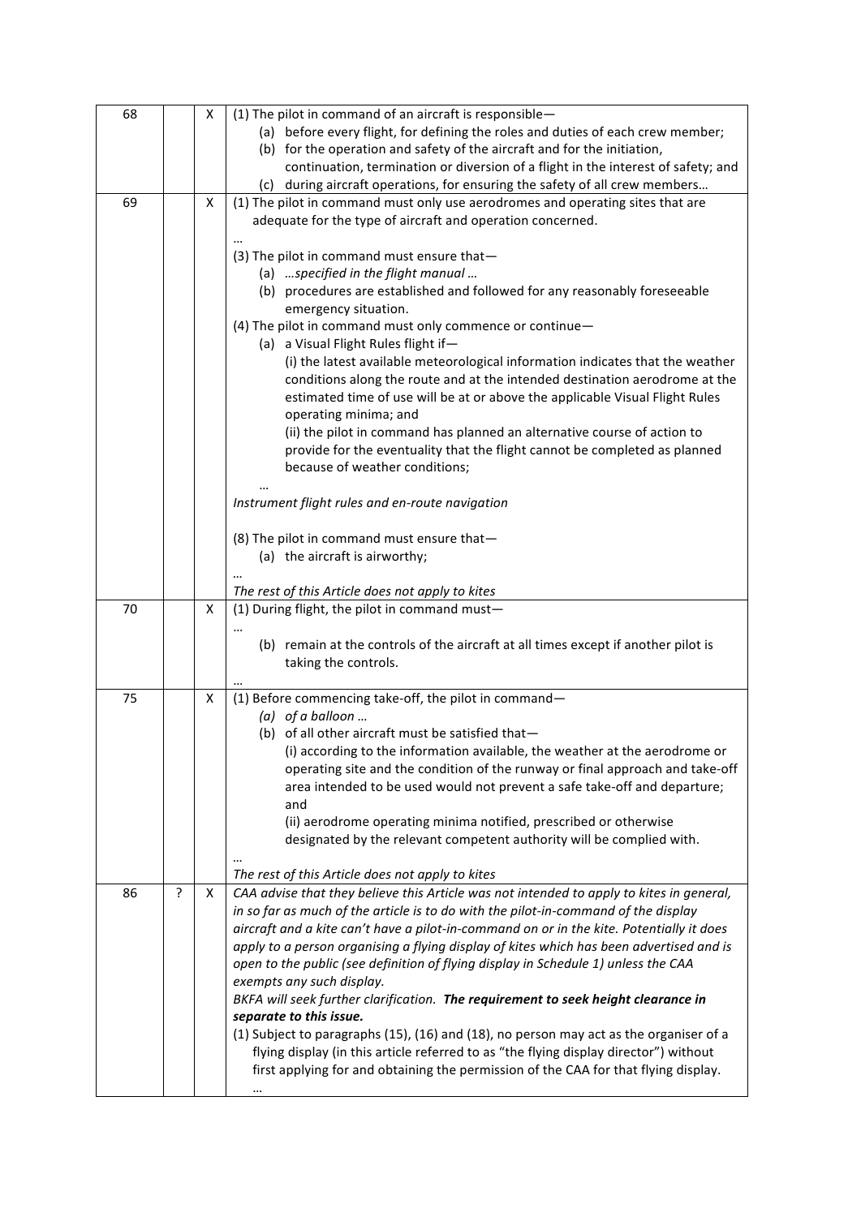| | | | |
|---|---|---|---|
| 68 | | X | (1) The pilot in command of an aircraft is responsible—<br>(a) before every flight, for defining the roles and duties of each crew member;<br>(b) for the operation and safety of the aircraft and for the initiation, continuation, termination or diversion of a flight in the interest of safety; and<br>(c) during aircraft operations, for ensuring the safety of all crew members… |
| 69 | | X | (1) The pilot in command must only use aerodromes and operating sites that are adequate for the type of aircraft and operation concerned.<br>…<br>(3) The pilot in command must ensure that—<br>(a) *…specified in the flight manual …*<br>(b) procedures are established and followed for any reasonably foreseeable emergency situation.<br>(4) The pilot in command must only commence or continue—<br>(a) a Visual Flight Rules flight if—<br>(i) the latest available meteorological information indicates that the weather conditions along the route and at the intended destination aerodrome at the estimated time of use will be at or above the applicable Visual Flight Rules operating minima; and<br>(ii) the pilot in command has planned an alternative course of action to provide for the eventuality that the flight cannot be completed as planned because of weather conditions;<br>…<br>*Instrument flight rules and en-route navigation*<br><br>(8) The pilot in command must ensure that—<br>(a) the aircraft is airworthy;<br>…<br>*The rest of this Article does not apply to kites* |
| 70 | | X | (1) During flight, the pilot in command must—<br>…<br>(b) remain at the controls of the aircraft at all times except if another pilot is taking the controls.<br>… |
| 75 | | X | (1) Before commencing take-off, the pilot in command—<br>*(a) of a balloon …*<br>(b) of all other aircraft must be satisfied that—<br>(i) according to the information available, the weather at the aerodrome or operating site and the condition of the runway or final approach and take-off area intended to be used would not prevent a safe take-off and departure; and<br>(ii) aerodrome operating minima notified, prescribed or otherwise designated by the relevant competent authority will be complied with.<br>…<br>*The rest of this Article does not apply to kites* |
| 86 | ? | X | *CAA advise that they believe this Article was not intended to apply to kites in general, in so far as much of the article is to do with the pilot-in-command of the display aircraft and a kite can't have a pilot-in-command on or in the kite. Potentially it does apply to a person organising a flying display of kites which has been advertised and is open to the public (see definition of flying display in Schedule 1) unless the CAA exempts any such display.*<br>*BKFA will seek further clarification.* ***The requirement to seek height clearance in separate to this issue.***<br>(1) Subject to paragraphs (15), (16) and (18), no person may act as the organiser of a flying display (in this article referred to as "the flying display director") without first applying for and obtaining the permission of the CAA for that flying display.<br>… |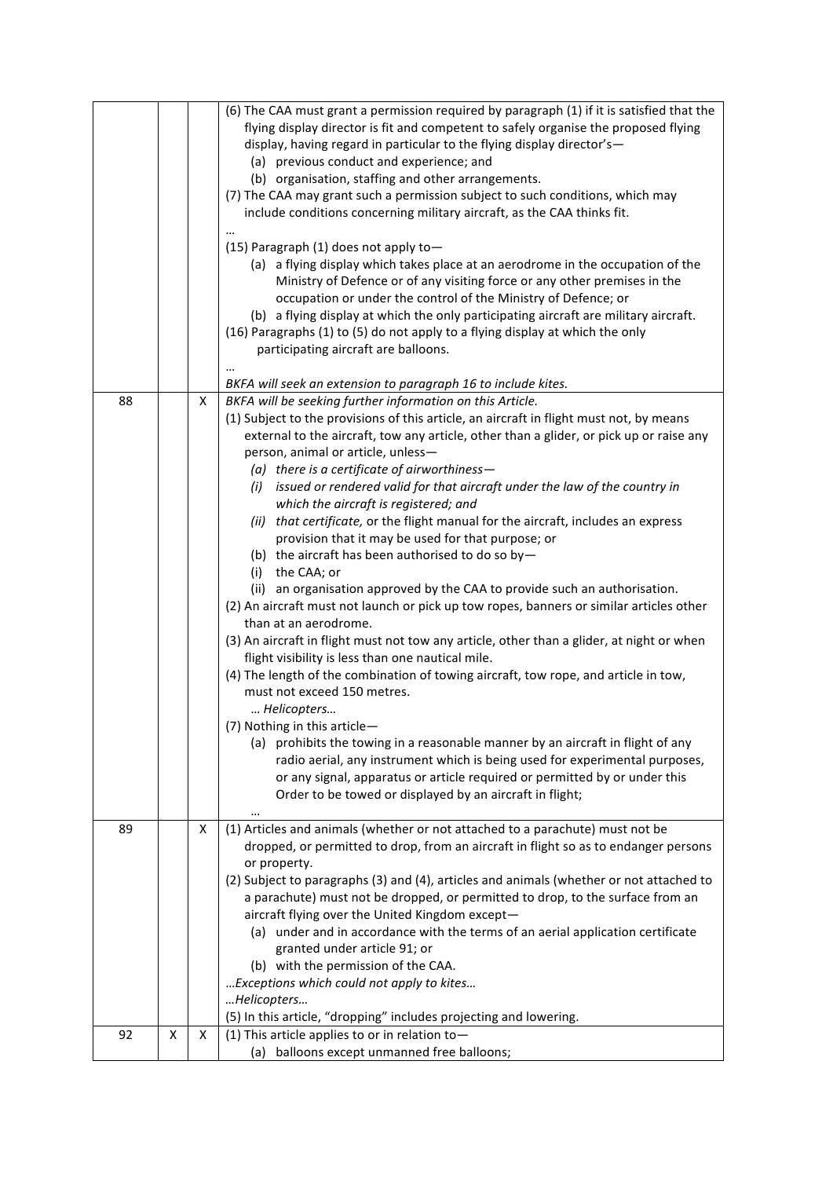| | | | |
|---|---|---|---|
| | | | (6) The CAA must grant a permission required by paragraph (1) if it is satisfied that the flying display director is fit and competent to safely organise the proposed flying display, having regard in particular to the flying display director's—<br>(a) previous conduct and experience; and<br>(b) organisation, staffing and other arrangements.<br>(7) The CAA may grant such a permission subject to such conditions, which may include conditions concerning military aircraft, as the CAA thinks fit.<br>…<br>(15) Paragraph (1) does not apply to—<br>(a) a flying display which takes place at an aerodrome in the occupation of the Ministry of Defence or of any visiting force or any other premises in the occupation or under the control of the Ministry of Defence; or<br>(b) a flying display at which the only participating aircraft are military aircraft.<br>(16) Paragraphs (1) to (5) do not apply to a flying display at which the only participating aircraft are balloons.<br>…<br>*BKFA will seek an extension to paragraph 16 to include kites.* |
| 88 | | X | *BKFA will be seeking further information on this Article.*<br>(1) Subject to the provisions of this article, an aircraft in flight must not, by means external to the aircraft, tow any article, other than a glider, or pick up or raise any person, animal or article, unless—<br>*(a) there is a certificate of airworthiness—*<br>*(i) issued or rendered valid for that aircraft under the law of the country in which the aircraft is registered; and*<br>*(ii) that certificate,* or the flight manual for the aircraft, includes an express provision that it may be used for that purpose; or<br>(b) the aircraft has been authorised to do so by—<br>(i) the CAA; or<br>(ii) an organisation approved by the CAA to provide such an authorisation.<br>(2) An aircraft must not launch or pick up tow ropes, banners or similar articles other than at an aerodrome.<br>(3) An aircraft in flight must not tow any article, other than a glider, at night or when flight visibility is less than one nautical mile.<br>(4) The length of the combination of towing aircraft, tow rope, and article in tow, must not exceed 150 metres.<br>*… Helicopters…*<br>(7) Nothing in this article—<br>(a) prohibits the towing in a reasonable manner by an aircraft in flight of any radio aerial, any instrument which is being used for experimental purposes, or any signal, apparatus or article required or permitted by or under this Order to be towed or displayed by an aircraft in flight;<br>… |
| 89 | | X | (1) Articles and animals (whether or not attached to a parachute) must not be dropped, or permitted to drop, from an aircraft in flight so as to endanger persons or property.<br>(2) Subject to paragraphs (3) and (4), articles and animals (whether or not attached to a parachute) must not be dropped, or permitted to drop, to the surface from an aircraft flying over the United Kingdom except—<br>(a) under and in accordance with the terms of an aerial application certificate granted under article 91; or<br>(b) with the permission of the CAA.<br>*…Exceptions which could not apply to kites…*<br>*…Helicopters…*<br>(5) In this article, "dropping" includes projecting and lowering. |
| 92 | X | X | (1) This article applies to or in relation to—<br>(a) balloons except unmanned free balloons; |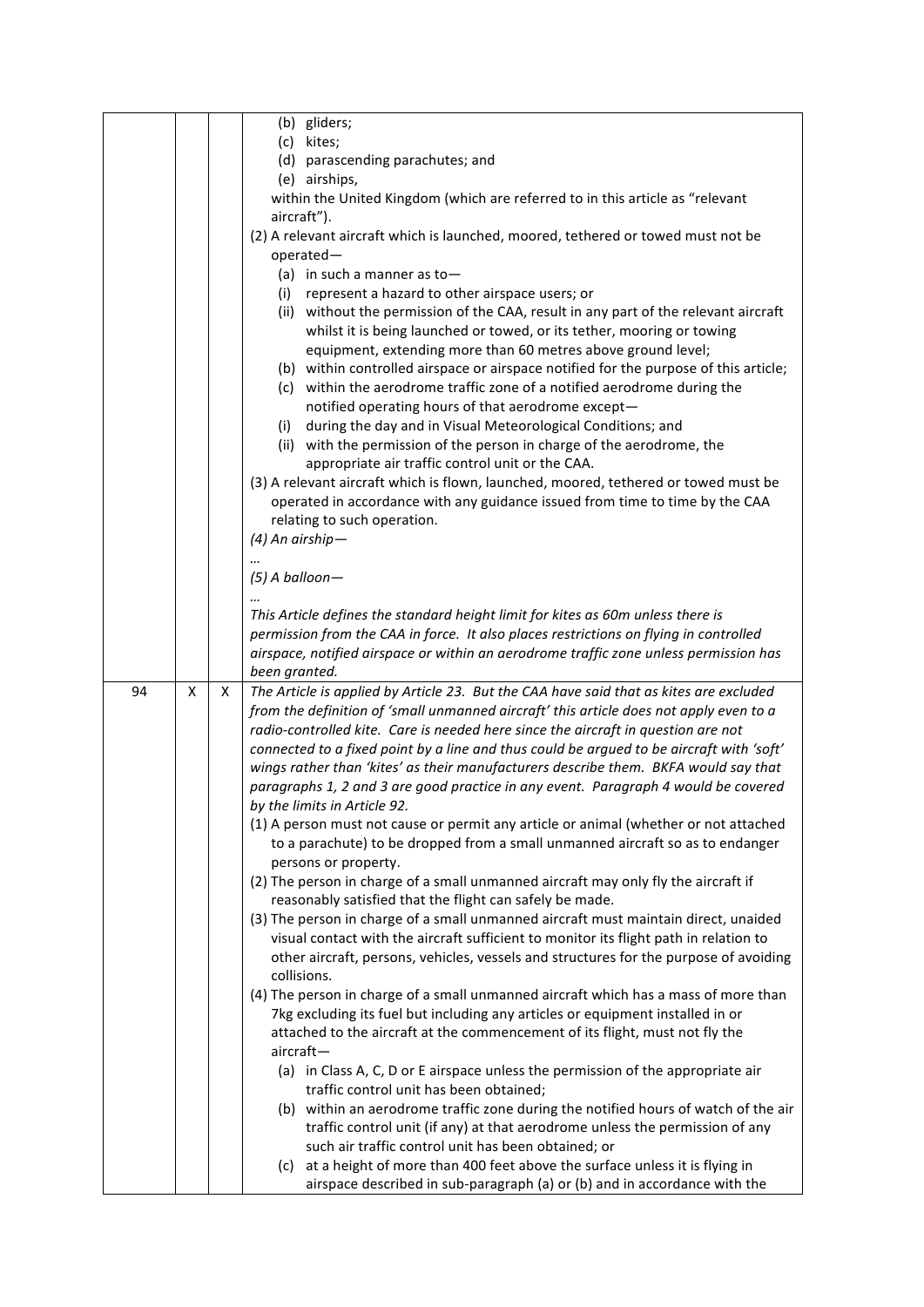| | | | |
|---|---|---|---|
| | | | (b) gliders;<br>(c) kites;<br>(d) parascending parachutes; and<br>(e) airships,<br>within the United Kingdom (which are referred to in this article as "relevant aircraft").<br>(2) A relevant aircraft which is launched, moored, tethered or towed must not be operated—<br>(a) in such a manner as to—<br>(i) represent a hazard to other airspace users; or<br>(ii) without the permission of the CAA, result in any part of the relevant aircraft whilst it is being launched or towed, or its tether, mooring or towing equipment, extending more than 60 metres above ground level;<br>(b) within controlled airspace or airspace notified for the purpose of this article;<br>(c) within the aerodrome traffic zone of a notified aerodrome during the notified operating hours of that aerodrome except—<br>(i) during the day and in Visual Meteorological Conditions; and<br>(ii) with the permission of the person in charge of the aerodrome, the appropriate air traffic control unit or the CAA.<br>(3) A relevant aircraft which is flown, launched, moored, tethered or towed must be operated in accordance with any guidance issued from time to time by the CAA relating to such operation.<br>*(4) An airship—*<br>*…*<br>*(5) A balloon—*<br>*…*<br>*This Article defines the standard height limit for kites as 60m unless there is permission from the CAA in force. It also places restrictions on flying in controlled airspace, notified airspace or within an aerodrome traffic zone unless permission has been granted.* |
| 94 | X | X | *The Article is applied by Article 23. But the CAA have said that as kites are excluded from the definition of 'small unmanned aircraft' this article does not apply even to a radio-controlled kite. Care is needed here since the aircraft in question are not connected to a fixed point by a line and thus could be argued to be aircraft with 'soft' wings rather than 'kites' as their manufacturers describe them. BKFA would say that paragraphs 1, 2 and 3 are good practice in any event. Paragraph 4 would be covered by the limits in Article 92.*<br>(1) A person must not cause or permit any article or animal (whether or not attached to a parachute) to be dropped from a small unmanned aircraft so as to endanger persons or property.<br>(2) The person in charge of a small unmanned aircraft may only fly the aircraft if reasonably satisfied that the flight can safely be made.<br>(3) The person in charge of a small unmanned aircraft must maintain direct, unaided visual contact with the aircraft sufficient to monitor its flight path in relation to other aircraft, persons, vehicles, vessels and structures for the purpose of avoiding collisions.<br>(4) The person in charge of a small unmanned aircraft which has a mass of more than 7kg excluding its fuel but including any articles or equipment installed in or attached to the aircraft at the commencement of its flight, must not fly the aircraft—<br>(a) in Class A, C, D or E airspace unless the permission of the appropriate air traffic control unit has been obtained;<br>(b) within an aerodrome traffic zone during the notified hours of watch of the air traffic control unit (if any) at that aerodrome unless the permission of any such air traffic control unit has been obtained; or<br>(c) at a height of more than 400 feet above the surface unless it is flying in airspace described in sub-paragraph (a) or (b) and in accordance with the |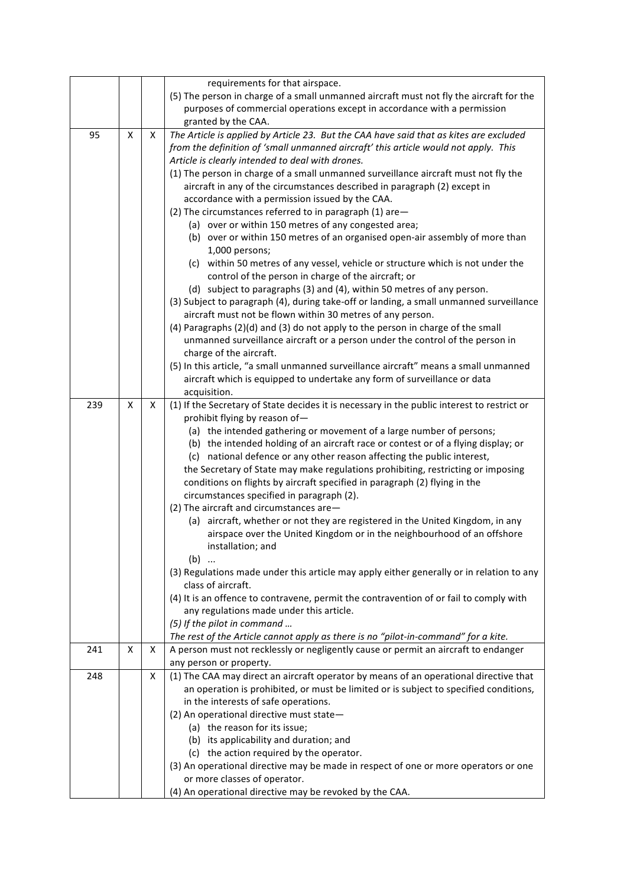| | | | |
|---|---|---|---|
| | | | requirements for that airspace.<br>(5) The person in charge of a small unmanned aircraft must not fly the aircraft for the purposes of commercial operations except in accordance with a permission granted by the CAA. |
| 95 | X | X | *The Article is applied by Article 23. But the CAA have said that as kites are excluded from the definition of 'small unmanned aircraft' this article would not apply. This Article is clearly intended to deal with drones.*<br>(1) The person in charge of a small unmanned surveillance aircraft must not fly the aircraft in any of the circumstances described in paragraph (2) except in accordance with a permission issued by the CAA.<br>(2) The circumstances referred to in paragraph (1) are—<br>(a) over or within 150 metres of any congested area;<br>(b) over or within 150 metres of an organised open-air assembly of more than 1,000 persons;<br>(c) within 50 metres of any vessel, vehicle or structure which is not under the control of the person in charge of the aircraft; or<br>(d) subject to paragraphs (3) and (4), within 50 metres of any person.<br>(3) Subject to paragraph (4), during take-off or landing, a small unmanned surveillance aircraft must not be flown within 30 metres of any person.<br>(4) Paragraphs (2)(d) and (3) do not apply to the person in charge of the small unmanned surveillance aircraft or a person under the control of the person in charge of the aircraft.<br>(5) In this article, "a small unmanned surveillance aircraft" means a small unmanned aircraft which is equipped to undertake any form of surveillance or data acquisition. |
| 239 | X | X | (1) If the Secretary of State decides it is necessary in the public interest to restrict or prohibit flying by reason of—<br>(a) the intended gathering or movement of a large number of persons;<br>(b) the intended holding of an aircraft race or contest or of a flying display; or<br>(c) national defence or any other reason affecting the public interest,<br>the Secretary of State may make regulations prohibiting, restricting or imposing conditions on flights by aircraft specified in paragraph (2) flying in the circumstances specified in paragraph (2).<br>(2) The aircraft and circumstances are—<br>(a) aircraft, whether or not they are registered in the United Kingdom, in any airspace over the United Kingdom or in the neighbourhood of an offshore installation; and<br>(b) ...<br>(3) Regulations made under this article may apply either generally or in relation to any class of aircraft.<br>(4) It is an offence to contravene, permit the contravention of or fail to comply with any regulations made under this article.<br>*(5) If the pilot in command ...*<br>*The rest of the Article cannot apply as there is no "pilot-in-command" for a kite.* |
| 241 | X | X | A person must not recklessly or negligently cause or permit an aircraft to endanger any person or property. |
| 248 | | X | (1) The CAA may direct an aircraft operator by means of an operational directive that an operation is prohibited, or must be limited or is subject to specified conditions, in the interests of safe operations.<br>(2) An operational directive must state—<br>(a) the reason for its issue;<br>(b) its applicability and duration; and<br>(c) the action required by the operator.<br>(3) An operational directive may be made in respect of one or more operators or one or more classes of operator.<br>(4) An operational directive may be revoked by the CAA. |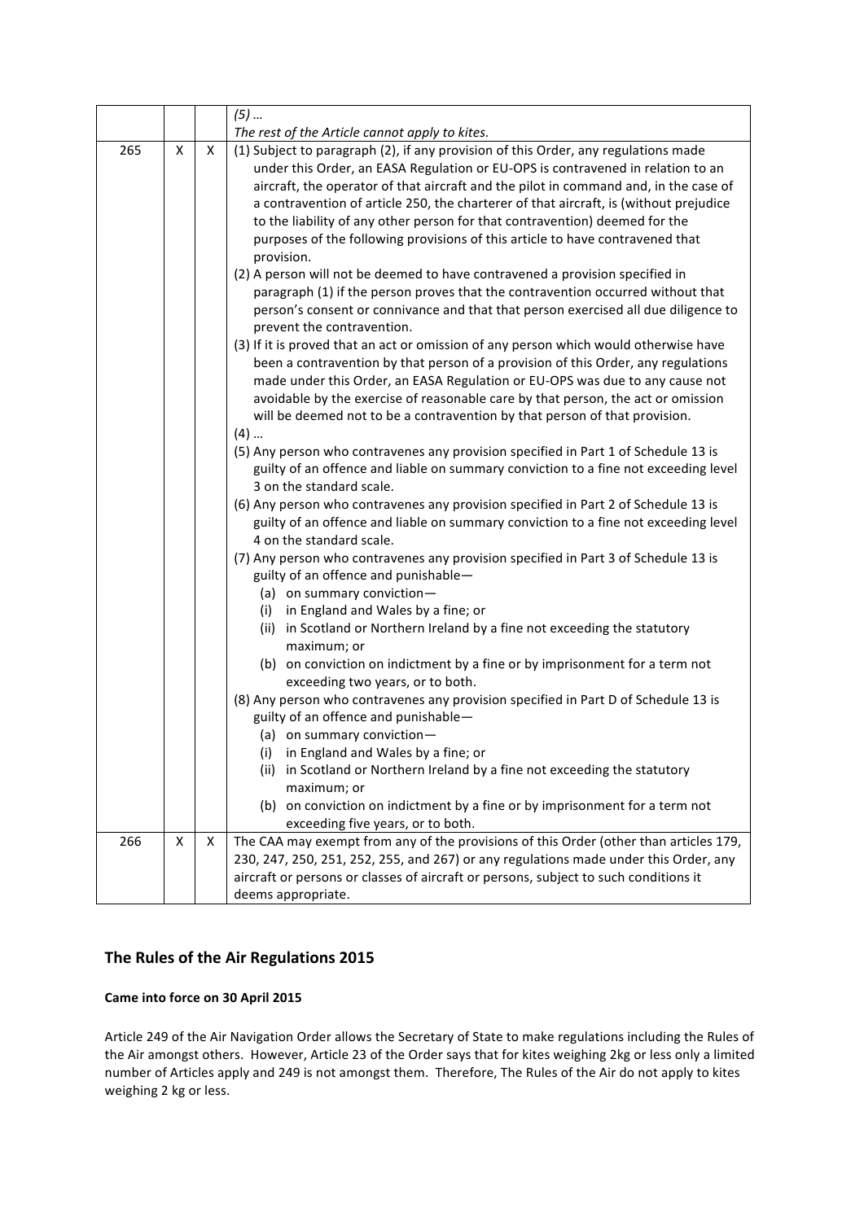| | | | |
|---|---|---|---|
| | | | *(5) …*<br>*The rest of the Article cannot apply to kites.* |
| 265 | X | X | (1) Subject to paragraph (2), if any provision of this Order, any regulations made under this Order, an EASA Regulation or EU-OPS is contravened in relation to an aircraft, the operator of that aircraft and the pilot in command and, in the case of a contravention of article 250, the charterer of that aircraft, is (without prejudice to the liability of any other person for that contravention) deemed for the purposes of the following provisions of this article to have contravened that provision.<br>(2) A person will not be deemed to have contravened a provision specified in paragraph (1) if the person proves that the contravention occurred without that person's consent or connivance and that that person exercised all due diligence to prevent the contravention.<br>(3) If it is proved that an act or omission of any person which would otherwise have been a contravention by that person of a provision of this Order, any regulations made under this Order, an EASA Regulation or EU-OPS was due to any cause not avoidable by the exercise of reasonable care by that person, the act or omission will be deemed not to be a contravention by that person of that provision.<br>(4) …<br>(5) Any person who contravenes any provision specified in Part 1 of Schedule 13 is guilty of an offence and liable on summary conviction to a fine not exceeding level 3 on the standard scale.<br>(6) Any person who contravenes any provision specified in Part 2 of Schedule 13 is guilty of an offence and liable on summary conviction to a fine not exceeding level 4 on the standard scale.<br>(7) Any person who contravenes any provision specified in Part 3 of Schedule 13 is guilty of an offence and punishable—<br>(a) on summary conviction—<br>(i) in England and Wales by a fine; or<br>(ii) in Scotland or Northern Ireland by a fine not exceeding the statutory maximum; or<br>(b) on conviction on indictment by a fine or by imprisonment for a term not exceeding two years, or to both.<br>(8) Any person who contravenes any provision specified in Part D of Schedule 13 is guilty of an offence and punishable—<br>(a) on summary conviction—<br>(i) in England and Wales by a fine; or<br>(ii) in Scotland or Northern Ireland by a fine not exceeding the statutory maximum; or<br>(b) on conviction on indictment by a fine or by imprisonment for a term not exceeding five years, or to both. |
| 266 | X | X | The CAA may exempt from any of the provisions of this Order (other than articles 179, 230, 247, 250, 251, 252, 255, and 267) or any regulations made under this Order, any aircraft or persons or classes of aircraft or persons, subject to such conditions it deems appropriate. |

## The Rules of the Air Regulations 2015

**Came into force on 30 April 2015**

Article 249 of the Air Navigation Order allows the Secretary of State to make regulations including the Rules of the Air amongst others. However, Article 23 of the Order says that for kites weighing 2kg or less only a limited number of Articles apply and 249 is not amongst them. Therefore, The Rules of the Air do not apply to kites weighing 2 kg or less.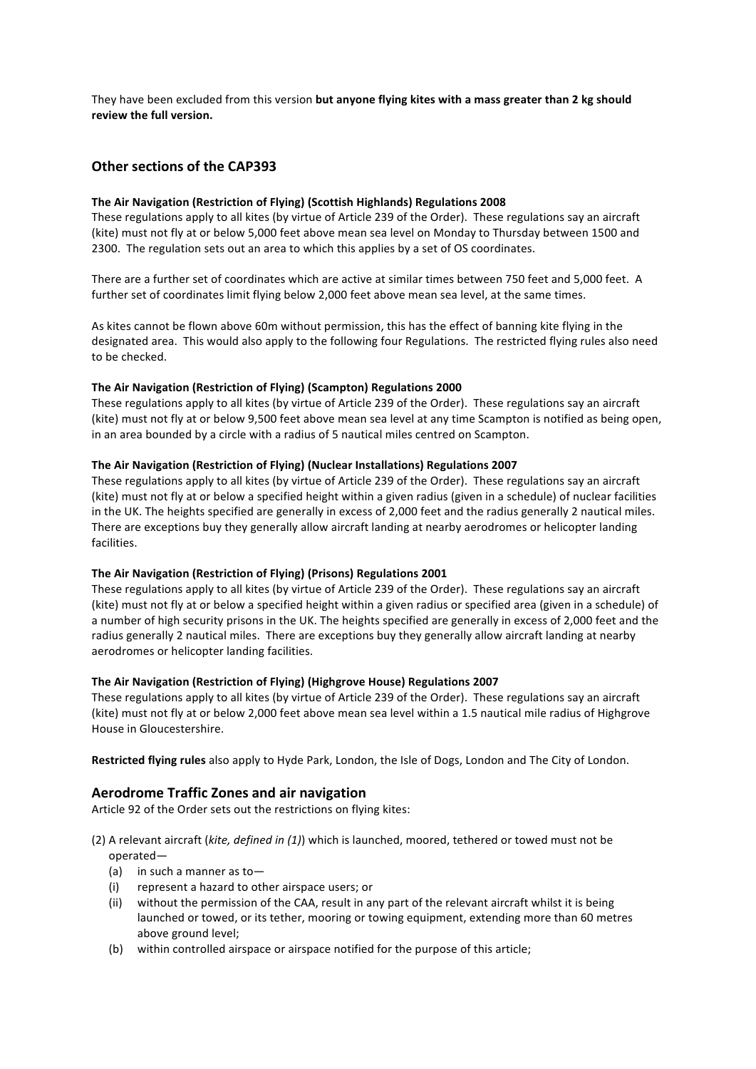They have been excluded from this version **but anyone flying kites with a mass greater than 2 kg should review the full version.**

## Other sections of the CAP393

**The Air Navigation (Restriction of Flying) (Scottish Highlands) Regulations 2008**
These regulations apply to all kites (by virtue of Article 239 of the Order). These regulations say an aircraft (kite) must not fly at or below 5,000 feet above mean sea level on Monday to Thursday between 1500 and 2300. The regulation sets out an area to which this applies by a set of OS coordinates.

There are a further set of coordinates which are active at similar times between 750 feet and 5,000 feet. A further set of coordinates limit flying below 2,000 feet above mean sea level, at the same times.

As kites cannot be flown above 60m without permission, this has the effect of banning kite flying in the designated area. This would also apply to the following four Regulations. The restricted flying rules also need to be checked.

**The Air Navigation (Restriction of Flying) (Scampton) Regulations 2000**
These regulations apply to all kites (by virtue of Article 239 of the Order). These regulations say an aircraft (kite) must not fly at or below 9,500 feet above mean sea level at any time Scampton is notified as being open, in an area bounded by a circle with a radius of 5 nautical miles centred on Scampton.

**The Air Navigation (Restriction of Flying) (Nuclear Installations) Regulations 2007**
These regulations apply to all kites (by virtue of Article 239 of the Order). These regulations say an aircraft (kite) must not fly at or below a specified height within a given radius (given in a schedule) of nuclear facilities in the UK. The heights specified are generally in excess of 2,000 feet and the radius generally 2 nautical miles. There are exceptions buy they generally allow aircraft landing at nearby aerodromes or helicopter landing facilities.

**The Air Navigation (Restriction of Flying) (Prisons) Regulations 2001**
These regulations apply to all kites (by virtue of Article 239 of the Order). These regulations say an aircraft (kite) must not fly at or below a specified height within a given radius or specified area (given in a schedule) of a number of high security prisons in the UK. The heights specified are generally in excess of 2,000 feet and the radius generally 2 nautical miles. There are exceptions buy they generally allow aircraft landing at nearby aerodromes or helicopter landing facilities.

**The Air Navigation (Restriction of Flying) (Highgrove House) Regulations 2007**
These regulations apply to all kites (by virtue of Article 239 of the Order). These regulations say an aircraft (kite) must not fly at or below 2,000 feet above mean sea level within a 1.5 nautical mile radius of Highgrove House in Gloucestershire.

**Restricted flying rules** also apply to Hyde Park, London, the Isle of Dogs, London and The City of London.

## Aerodrome Traffic Zones and air navigation

Article 92 of the Order sets out the restrictions on flying kites:

(2) A relevant aircraft (*kite, defined in (1)*) which is launched, moored, tethered or towed must not be operated—
- (a) in such a manner as to—
- (i) represent a hazard to other airspace users; or
- (ii) without the permission of the CAA, result in any part of the relevant aircraft whilst it is being launched or towed, or its tether, mooring or towing equipment, extending more than 60 metres above ground level;
- (b) within controlled airspace or airspace notified for the purpose of this article;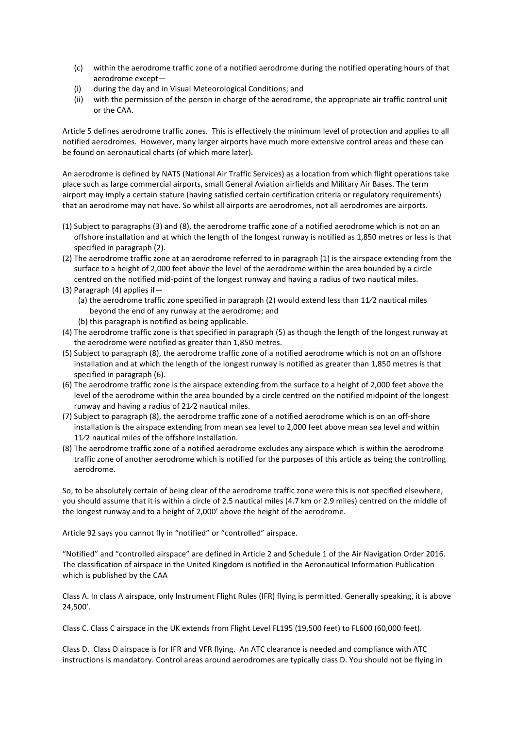(c) within the aerodrome traffic zone of a notified aerodrome during the notified operating hours of that aerodrome except—

(i) during the day and in Visual Meteorological Conditions; and

(ii) with the permission of the person in charge of the aerodrome, the appropriate air traffic control unit or the CAA.

Article 5 defines aerodrome traffic zones. This is effectively the minimum level of protection and applies to all notified aerodromes. However, many larger airports have much more extensive control areas and these can be found on aeronautical charts (of which more later).

An aerodrome is defined by NATS (National Air Traffic Services) as a location from which flight operations take place such as large commercial airports, small General Aviation airfields and Military Air Bases. The term airport may imply a certain stature (having satisfied certain certification criteria or regulatory requirements) that an aerodrome may not have. So whilst all airports are aerodromes, not all aerodromes are airports.

(1) Subject to paragraphs (3) and (8), the aerodrome traffic zone of a notified aerodrome which is not on an offshore installation and at which the length of the longest runway is notified as 1,850 metres or less is that specified in paragraph (2).

(2) The aerodrome traffic zone at an aerodrome referred to in paragraph (1) is the airspace extending from the surface to a height of 2,000 feet above the level of the aerodrome within the area bounded by a circle centred on the notified mid-point of the longest runway and having a radius of two nautical miles.

(3) Paragraph (4) applies if—

   (a) the aerodrome traffic zone specified in paragraph (2) would extend less than 1½ nautical miles beyond the end of any runway at the aerodrome; and

   (b) this paragraph is notified as being applicable.

(4) The aerodrome traffic zone is that specified in paragraph (5) as though the length of the longest runway at the aerodrome were notified as greater than 1,850 metres.

(5) Subject to paragraph (8), the aerodrome traffic zone of a notified aerodrome which is not on an offshore installation and at which the length of the longest runway is notified as greater than 1,850 metres is that specified in paragraph (6).

(6) The aerodrome traffic zone is the airspace extending from the surface to a height of 2,000 feet above the level of the aerodrome within the area bounded by a circle centred on the notified midpoint of the longest runway and having a radius of 2½ nautical miles.

(7) Subject to paragraph (8), the aerodrome traffic zone of a notified aerodrome which is on an off-shore installation is the airspace extending from mean sea level to 2,000 feet above mean sea level and within 1½ nautical miles of the offshore installation.

(8) The aerodrome traffic zone of a notified aerodrome excludes any airspace which is within the aerodrome traffic zone of another aerodrome which is notified for the purposes of this article as being the controlling aerodrome.

So, to be absolutely certain of being clear of the aerodrome traffic zone were this is not specified elsewhere, you should assume that it is within a circle of 2.5 nautical miles (4.7 km or 2.9 miles) centred on the middle of the longest runway and to a height of 2,000' above the height of the aerodrome.

Article 92 says you cannot fly in "notified" or "controlled" airspace.

"Notified" and "controlled airspace" are defined in Article 2 and Schedule 1 of the Air Navigation Order 2016. The classification of airspace in the United Kingdom is notified in the Aeronautical Information Publication which is published by the CAA

Class A. In class A airspace, only Instrument Flight Rules (IFR) flying is permitted. Generally speaking, it is above 24,500'.

Class C. Class C airspace in the UK extends from Flight Level FL195 (19,500 feet) to FL600 (60,000 feet).

Class D. Class D airspace is for IFR and VFR flying. An ATC clearance is needed and compliance with ATC instructions is mandatory. Control areas around aerodromes are typically class D. You should not be flying in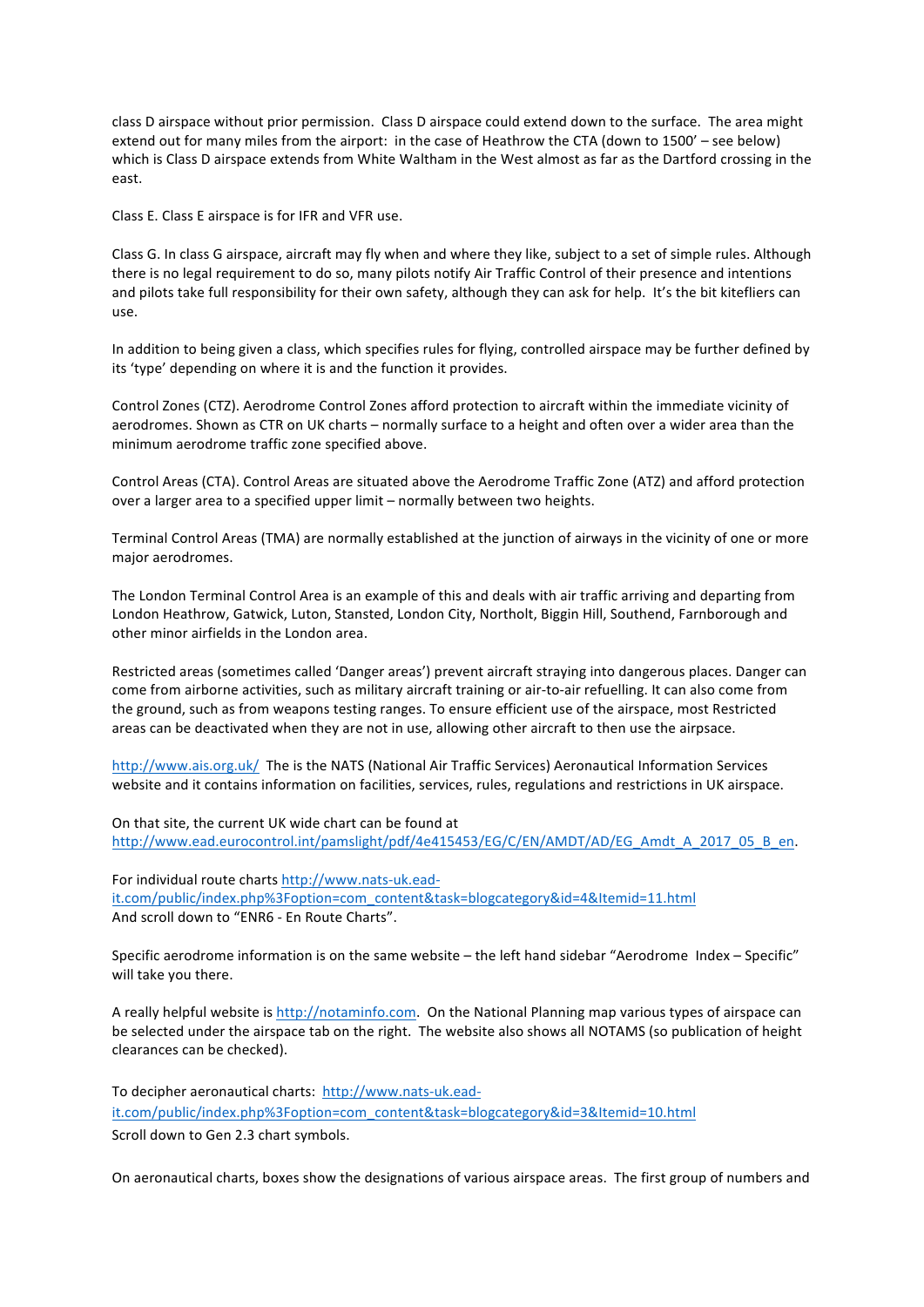class D airspace without prior permission. Class D airspace could extend down to the surface. The area might extend out for many miles from the airport: in the case of Heathrow the CTA (down to 1500' – see below) which is Class D airspace extends from White Waltham in the West almost as far as the Dartford crossing in the east.

Class E. Class E airspace is for IFR and VFR use.

Class G. In class G airspace, aircraft may fly when and where they like, subject to a set of simple rules. Although there is no legal requirement to do so, many pilots notify Air Traffic Control of their presence and intentions and pilots take full responsibility for their own safety, although they can ask for help. It's the bit kitefliers can use.

In addition to being given a class, which specifies rules for flying, controlled airspace may be further defined by its 'type' depending on where it is and the function it provides.

Control Zones (CTZ). Aerodrome Control Zones afford protection to aircraft within the immediate vicinity of aerodromes. Shown as CTR on UK charts – normally surface to a height and often over a wider area than the minimum aerodrome traffic zone specified above.

Control Areas (CTA). Control Areas are situated above the Aerodrome Traffic Zone (ATZ) and afford protection over a larger area to a specified upper limit – normally between two heights.

Terminal Control Areas (TMA) are normally established at the junction of airways in the vicinity of one or more major aerodromes.

The London Terminal Control Area is an example of this and deals with air traffic arriving and departing from London Heathrow, Gatwick, Luton, Stansted, London City, Northolt, Biggin Hill, Southend, Farnborough and other minor airfields in the London area.

Restricted areas (sometimes called 'Danger areas') prevent aircraft straying into dangerous places. Danger can come from airborne activities, such as military aircraft training or air-to-air refuelling. It can also come from the ground, such as from weapons testing ranges. To ensure efficient use of the airspace, most Restricted areas can be deactivated when they are not in use, allowing other aircraft to then use the airpsace.

http://www.ais.org.uk/ The is the NATS (National Air Traffic Services) Aeronautical Information Services website and it contains information on facilities, services, rules, regulations and restrictions in UK airspace.

On that site, the current UK wide chart can be found at http://www.ead.eurocontrol.int/pamslight/pdf/4e415453/EG/C/EN/AMDT/AD/EG_Amdt_A_2017_05_B_en.

For individual route charts http://www.nats-uk.ead-it.com/public/index.php%3Foption=com_content&task=blogcategory&id=4&Itemid=11.html
And scroll down to "ENR6 - En Route Charts".

Specific aerodrome information is on the same website – the left hand sidebar "Aerodrome Index – Specific" will take you there.

A really helpful website is http://notaminfo.com. On the National Planning map various types of airspace can be selected under the airspace tab on the right. The website also shows all NOTAMS (so publication of height clearances can be checked).

To decipher aeronautical charts: http://www.nats-uk.ead-it.com/public/index.php%3Foption=com_content&task=blogcategory&id=3&Itemid=10.html
Scroll down to Gen 2.3 chart symbols.

On aeronautical charts, boxes show the designations of various airspace areas. The first group of numbers and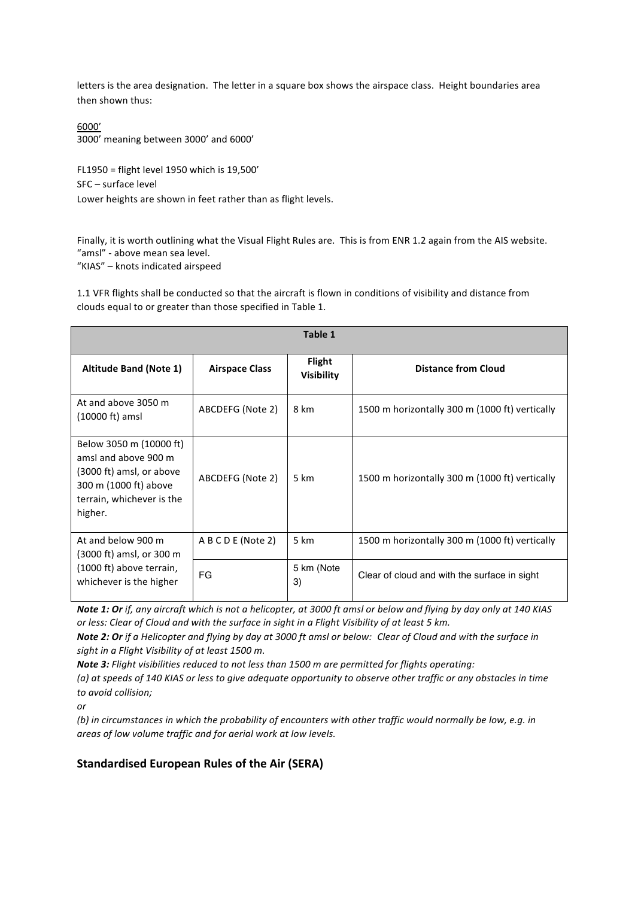letters is the area designation. The letter in a square box shows the airspace class. Height boundaries area then shown thus:

6000'
3000' meaning between 3000' and 6000'

FL1950 = flight level 1950 which is 19,500'
SFC – surface level
Lower heights are shown in feet rather than as flight levels.

Finally, it is worth outlining what the Visual Flight Rules are. This is from ENR 1.2 again from the AIS website.
"amsl" - above mean sea level.
"KIAS" – knots indicated airspeed

1.1 VFR flights shall be conducted so that the aircraft is flown in conditions of visibility and distance from clouds equal to or greater than those specified in Table 1.

| Table 1 | | | |
|---|---|---|---|
| **Altitude Band (Note 1)** | **Airspace Class** | **Flight Visibility** | **Distance from Cloud** |
| At and above 3050 m (10000 ft) amsl | ABCDEFG (Note 2) | 8 km | 1500 m horizontally 300 m (1000 ft) vertically |
| Below 3050 m (10000 ft) amsl and above 900 m (3000 ft) amsl, or above 300 m (1000 ft) above terrain, whichever is the higher. | ABCDEFG (Note 2) | 5 km | 1500 m horizontally 300 m (1000 ft) vertically |
| At and below 900 m (3000 ft) amsl, or 300 m (1000 ft) above terrain, whichever is the higher | A B C D E (Note 2) | 5 km | 1500 m horizontally 300 m (1000 ft) vertically |
| | FG | 5 km (Note 3) | Clear of cloud and with the surface in sight |

***Note 1: Or** if, any aircraft which is not a helicopter, at 3000 ft amsl or below and flying by day only at 140 KIAS or less: Clear of Cloud and with the surface in sight in a Flight Visibility of at least 5 km.*

***Note 2: Or** if a Helicopter and flying by day at 3000 ft amsl or below: Clear of Cloud and with the surface in sight in a Flight Visibility of at least 1500 m.*

***Note 3:** Flight visibilities reduced to not less than 1500 m are permitted for flights operating:*

*(a) at speeds of 140 KIAS or less to give adequate opportunity to observe other traffic or any obstacles in time to avoid collision;*

*or*

*(b) in circumstances in which the probability of encounters with other traffic would normally be low, e.g. in areas of low volume traffic and for aerial work at low levels.*

## Standardised European Rules of the Air (SERA)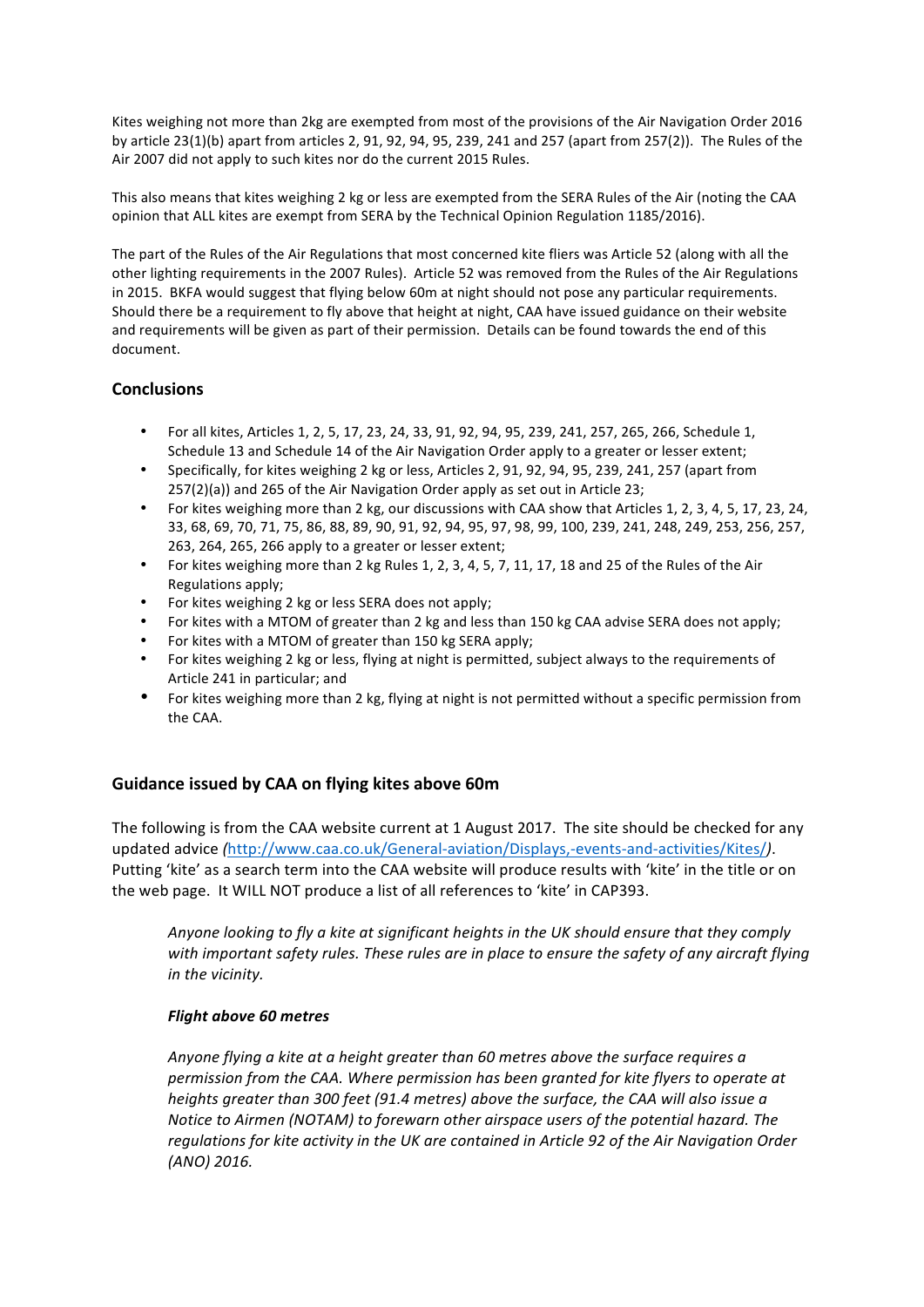Kites weighing not more than 2kg are exempted from most of the provisions of the Air Navigation Order 2016 by article 23(1)(b) apart from articles 2, 91, 92, 94, 95, 239, 241 and 257 (apart from 257(2)). The Rules of the Air 2007 did not apply to such kites nor do the current 2015 Rules.

This also means that kites weighing 2 kg or less are exempted from the SERA Rules of the Air (noting the CAA opinion that ALL kites are exempt from SERA by the Technical Opinion Regulation 1185/2016).

The part of the Rules of the Air Regulations that most concerned kite fliers was Article 52 (along with all the other lighting requirements in the 2007 Rules). Article 52 was removed from the Rules of the Air Regulations in 2015. BKFA would suggest that flying below 60m at night should not pose any particular requirements. Should there be a requirement to fly above that height at night, CAA have issued guidance on their website and requirements will be given as part of their permission. Details can be found towards the end of this document.

## Conclusions

- For all kites, Articles 1, 2, 5, 17, 23, 24, 33, 91, 92, 94, 95, 239, 241, 257, 265, 266, Schedule 1, Schedule 13 and Schedule 14 of the Air Navigation Order apply to a greater or lesser extent;
- Specifically, for kites weighing 2 kg or less, Articles 2, 91, 92, 94, 95, 239, 241, 257 (apart from 257(2)(a)) and 265 of the Air Navigation Order apply as set out in Article 23;
- For kites weighing more than 2 kg, our discussions with CAA show that Articles 1, 2, 3, 4, 5, 17, 23, 24, 33, 68, 69, 70, 71, 75, 86, 88, 89, 90, 91, 92, 94, 95, 97, 98, 99, 100, 239, 241, 248, 249, 253, 256, 257, 263, 264, 265, 266 apply to a greater or lesser extent;
- For kites weighing more than 2 kg Rules 1, 2, 3, 4, 5, 7, 11, 17, 18 and 25 of the Rules of the Air Regulations apply;
- For kites weighing 2 kg or less SERA does not apply;
- For kites with a MTOM of greater than 2 kg and less than 150 kg CAA advise SERA does not apply;
- For kites with a MTOM of greater than 150 kg SERA apply;
- For kites weighing 2 kg or less, flying at night is permitted, subject always to the requirements of Article 241 in particular; and
- For kites weighing more than 2 kg, flying at night is not permitted without a specific permission from the CAA.

## Guidance issued by CAA on flying kites above 60m

The following is from the CAA website current at 1 August 2017. The site should be checked for any updated advice *(*http://www.caa.co.uk/General-aviation/Displays,-events-and-activities/Kites/*)*. Putting 'kite' as a search term into the CAA website will produce results with 'kite' in the title or on the web page. It WILL NOT produce a list of all references to 'kite' in CAP393.

> *Anyone looking to fly a kite at significant heights in the UK should ensure that they comply with important safety rules. These rules are in place to ensure the safety of any aircraft flying in the vicinity.*
>
> ***Flight above 60 metres***
>
> *Anyone flying a kite at a height greater than 60 metres above the surface requires a permission from the CAA. Where permission has been granted for kite flyers to operate at heights greater than 300 feet (91.4 metres) above the surface, the CAA will also issue a Notice to Airmen (NOTAM) to forewarn other airspace users of the potential hazard. The regulations for kite activity in the UK are contained in Article 92 of the Air Navigation Order (ANO) 2016.*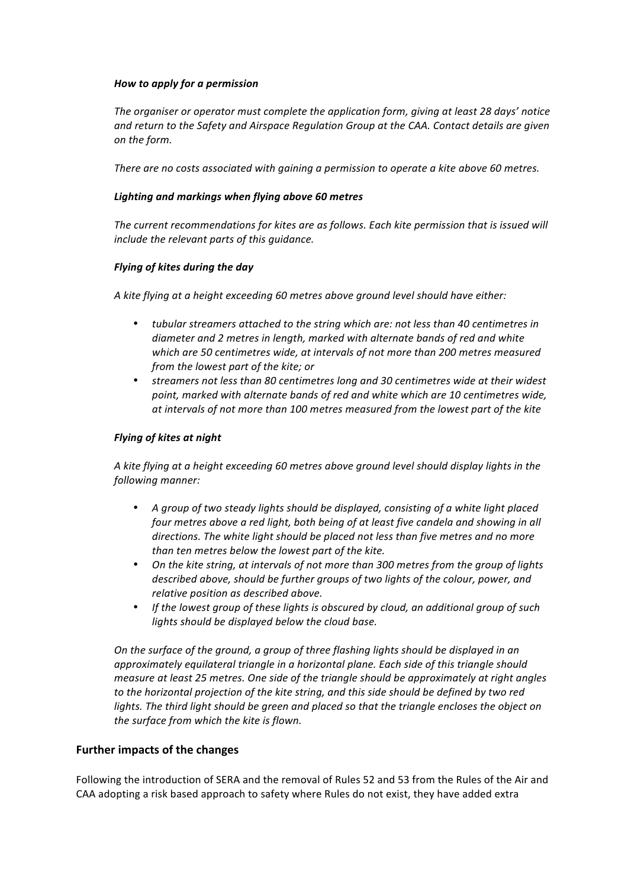***How to apply for a permission***

*The organiser or operator must complete the application form, giving at least 28 days' notice and return to the Safety and Airspace Regulation Group at the CAA. Contact details are given on the form.*

*There are no costs associated with gaining a permission to operate a kite above 60 metres.*

***Lighting and markings when flying above 60 metres***

*The current recommendations for kites are as follows. Each kite permission that is issued will include the relevant parts of this guidance.*

***Flying of kites during the day***

*A kite flying at a height exceeding 60 metres above ground level should have either:*

- *tubular streamers attached to the string which are: not less than 40 centimetres in diameter and 2 metres in length, marked with alternate bands of red and white which are 50 centimetres wide, at intervals of not more than 200 metres measured from the lowest part of the kite; or*
- *streamers not less than 80 centimetres long and 30 centimetres wide at their widest point, marked with alternate bands of red and white which are 10 centimetres wide, at intervals of not more than 100 metres measured from the lowest part of the kite*

***Flying of kites at night***

*A kite flying at a height exceeding 60 metres above ground level should display lights in the following manner:*

- *A group of two steady lights should be displayed, consisting of a white light placed four metres above a red light, both being of at least five candela and showing in all directions. The white light should be placed not less than five metres and no more than ten metres below the lowest part of the kite.*
- *On the kite string, at intervals of not more than 300 metres from the group of lights described above, should be further groups of two lights of the colour, power, and relative position as described above.*
- *If the lowest group of these lights is obscured by cloud, an additional group of such lights should be displayed below the cloud base.*

*On the surface of the ground, a group of three flashing lights should be displayed in an approximately equilateral triangle in a horizontal plane. Each side of this triangle should measure at least 25 metres. One side of the triangle should be approximately at right angles to the horizontal projection of the kite string, and this side should be defined by two red lights. The third light should be green and placed so that the triangle encloses the object on the surface from which the kite is flown.*

## Further impacts of the changes

Following the introduction of SERA and the removal of Rules 52 and 53 from the Rules of the Air and CAA adopting a risk based approach to safety where Rules do not exist, they have added extra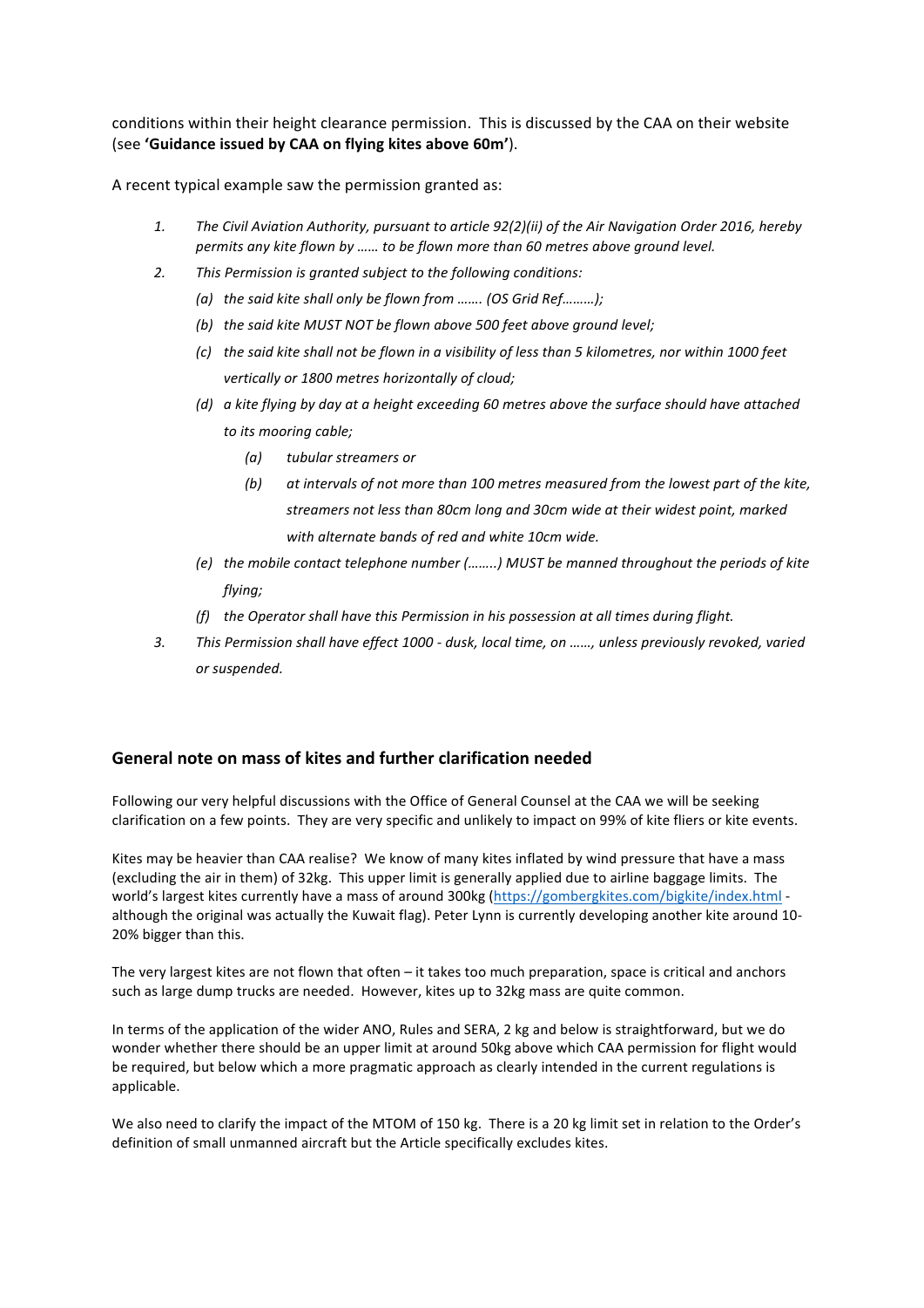conditions within their height clearance permission. This is discussed by the CAA on their website (see **'Guidance issued by CAA on flying kites above 60m'**).

A recent typical example saw the permission granted as:

1. *The Civil Aviation Authority, pursuant to article 92(2)(ii) of the Air Navigation Order 2016, hereby permits any kite flown by …… to be flown more than 60 metres above ground level.*
2. *This Permission is granted subject to the following conditions:*
   - *(a) the said kite shall only be flown from ……. (OS Grid Ref………);*
   - *(b) the said kite MUST NOT be flown above 500 feet above ground level;*
   - *(c) the said kite shall not be flown in a visibility of less than 5 kilometres, nor within 1000 feet vertically or 1800 metres horizontally of cloud;*
   - *(d) a kite flying by day at a height exceeding 60 metres above the surface should have attached to its mooring cable;*
     - *(a) tubular streamers or*
     - *(b) at intervals of not more than 100 metres measured from the lowest part of the kite, streamers not less than 80cm long and 30cm wide at their widest point, marked with alternate bands of red and white 10cm wide.*
   - *(e) the mobile contact telephone number (……..) MUST be manned throughout the periods of kite flying;*
   - *(f) the Operator shall have this Permission in his possession at all times during flight.*
3. *This Permission shall have effect 1000 - dusk, local time, on ……, unless previously revoked, varied or suspended.*

## General note on mass of kites and further clarification needed

Following our very helpful discussions with the Office of General Counsel at the CAA we will be seeking clarification on a few points. They are very specific and unlikely to impact on 99% of kite fliers or kite events.

Kites may be heavier than CAA realise? We know of many kites inflated by wind pressure that have a mass (excluding the air in them) of 32kg. This upper limit is generally applied due to airline baggage limits. The world's largest kites currently have a mass of around 300kg (https://gombergkites.com/bigkite/index.html - although the original was actually the Kuwait flag). Peter Lynn is currently developing another kite around 10-20% bigger than this.

The very largest kites are not flown that often – it takes too much preparation, space is critical and anchors such as large dump trucks are needed. However, kites up to 32kg mass are quite common.

In terms of the application of the wider ANO, Rules and SERA, 2 kg and below is straightforward, but we do wonder whether there should be an upper limit at around 50kg above which CAA permission for flight would be required, but below which a more pragmatic approach as clearly intended in the current regulations is applicable.

We also need to clarify the impact of the MTOM of 150 kg. There is a 20 kg limit set in relation to the Order's definition of small unmanned aircraft but the Article specifically excludes kites.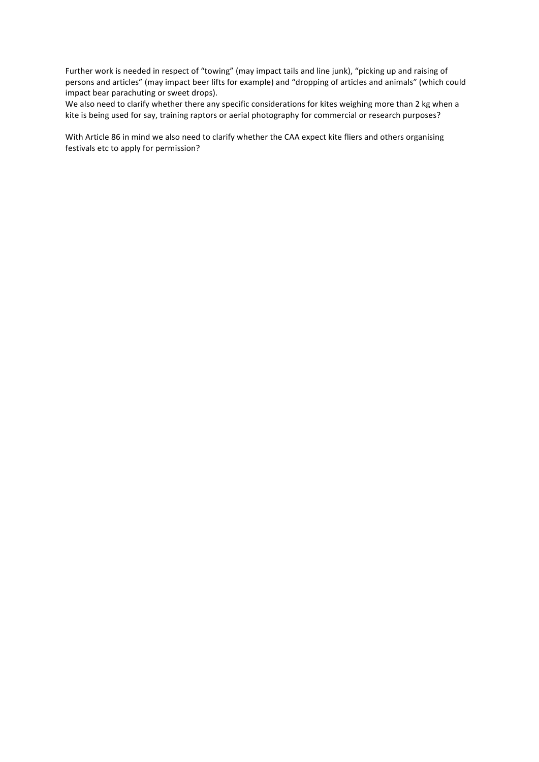Further work is needed in respect of “towing” (may impact tails and line junk), “picking up and raising of persons and articles” (may impact beer lifts for example) and “dropping of articles and animals” (which could impact bear parachuting or sweet drops).
We also need to clarify whether there any specific considerations for kites weighing more than 2 kg when a kite is being used for say, training raptors or aerial photography for commercial or research purposes?

With Article 86 in mind we also need to clarify whether the CAA expect kite fliers and others organising festivals etc to apply for permission?